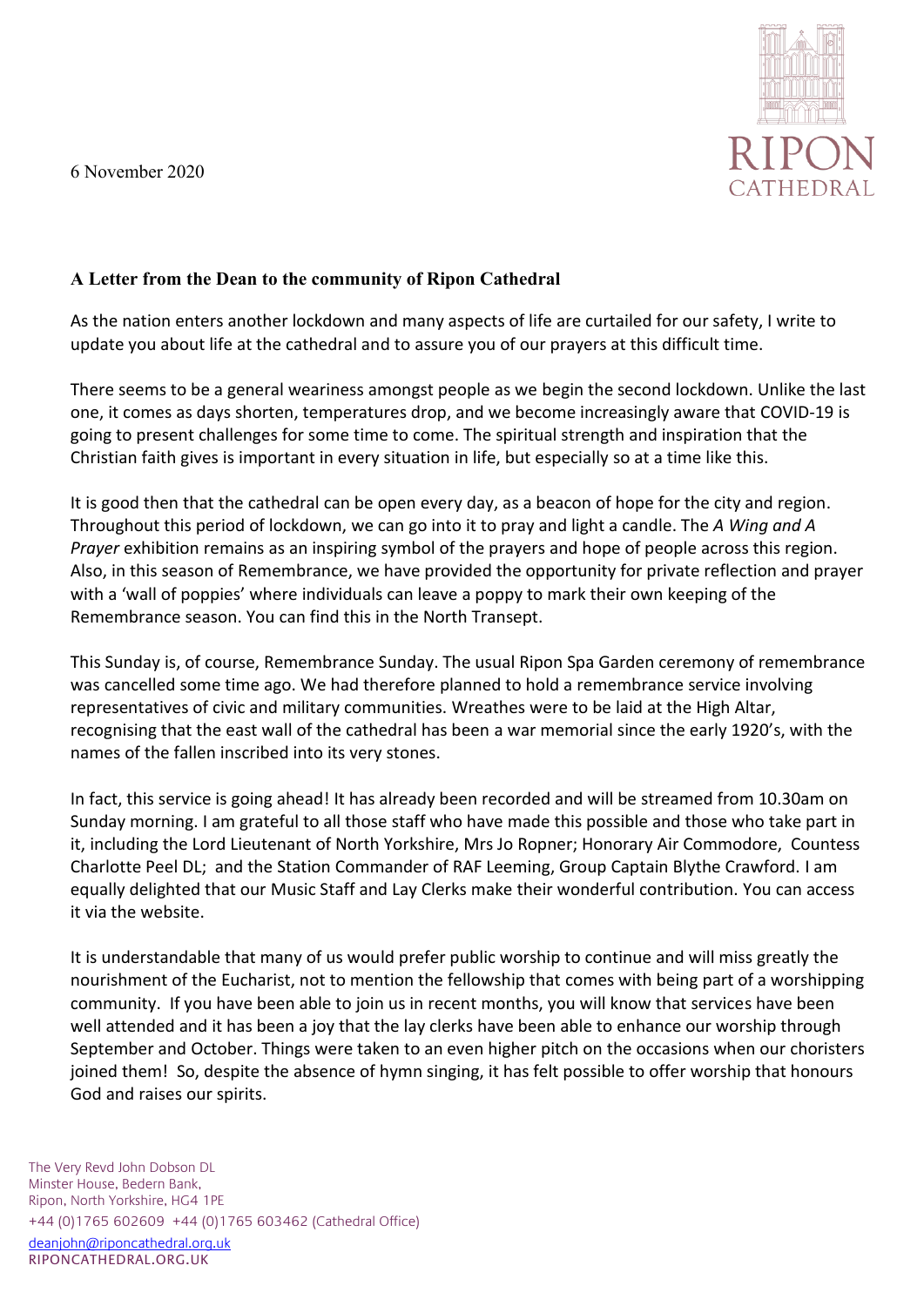6 November 2020

RIPON CATHEDRAL

### A Letter from the Dean to the community of Ripon Cathedral

As the nation enters another lockdown and many aspects of life are curtailed for our safety, I write to update you about life at the cathedral and to assure you of our prayers at this difficult time.

There seems to be a general weariness amongst people as we begin the second lockdown. Unlike the last one, it comes as days shorten, temperatures drop, and we become increasingly aware that COVID-19 is going to present challenges for some time to come. The spiritual strength and inspiration that the Christian faith gives is important in every situation in life, but especially so at a time like this.

It is good then that the cathedral can be open every day, as a beacon of hope for the city and region. Throughout this period of lockdown, we can go into it to pray and light a candle. The *A Wing and A Prayer* exhibition remains as an inspiring symbol of the prayers and hope of people across this region. Also, in this season of Remembrance, we have provided the opportunity for private reflection and prayer with a 'wall of poppies' where individuals can leave a poppy to mark their own keeping of the Remembrance season. You can find this in the North Transept.

This Sunday is, of course, Remembrance Sunday. The usual Ripon Spa Garden ceremony of remembrance was cancelled some time ago. We had therefore planned to hold a remembrance service involving representatives of civic and military communities. Wreathes were to be laid at the High Altar, recognising that the east wall of the cathedral has been a war memorial since the early 1920's, with the names of the fallen inscribed into its very stones.

In fact, this service is going ahead! It has already been recorded and will be streamed from 10.30am on Sunday morning. I am grateful to all those staff who have made this possible and those who take part in it, including the Lord Lieutenant of North Yorkshire, Mrs Jo Ropner; Honorary Air Commodore, Countess Charlotte Peel DL; and the Station Commander of RAF Leeming, Group Captain Blythe Crawford. I am equally delighted that our Music Staff and Lay Clerks make their wonderful contribution. You can access it via the website.

It is understandable that many of us would prefer public worship to continue and will miss greatly the nourishment of the Eucharist, not to mention the fellowship that comes with being part of a worshipping community. If you have been able to join us in recent months, you will know that services have been well attended and it has been a joy that the lay clerks have been able to enhance our worship through September and October. Things were taken to an even higher pitch on the occasions when our choristers joined them! So, despite the absence of hymn singing, it has felt possible to offer worship that honours God and raises our spirits.

The Very Revd John Dobson DL
Minster House, Bedern Bank,
Ripon, North Yorkshire, HG4 1PE
+44 (0)1765 602609 +44 (0)1765 603462 (Cathedral Office)
deanjohn@riponcathedral.org.uk
RIPONCATHEDRAL.ORG.UK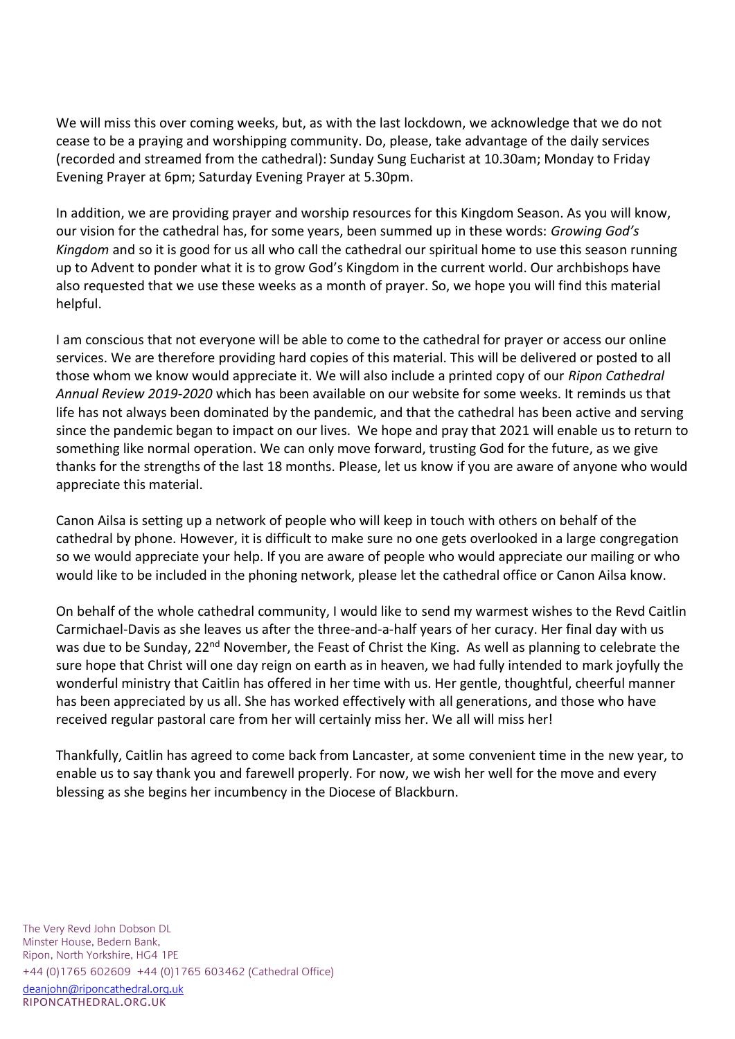We will miss this over coming weeks, but, as with the last lockdown, we acknowledge that we do not cease to be a praying and worshipping community. Do, please, take advantage of the daily services (recorded and streamed from the cathedral): Sunday Sung Eucharist at 10.30am; Monday to Friday Evening Prayer at 6pm; Saturday Evening Prayer at 5.30pm.

In addition, we are providing prayer and worship resources for this Kingdom Season. As you will know, our vision for the cathedral has, for some years, been summed up in these words: *Growing God's Kingdom* and so it is good for us all who call the cathedral our spiritual home to use this season running up to Advent to ponder what it is to grow God's Kingdom in the current world. Our archbishops have also requested that we use these weeks as a month of prayer. So, we hope you will find this material helpful.

I am conscious that not everyone will be able to come to the cathedral for prayer or access our online services. We are therefore providing hard copies of this material. This will be delivered or posted to all those whom we know would appreciate it. We will also include a printed copy of our *Ripon Cathedral Annual Review 2019-2020* which has been available on our website for some weeks. It reminds us that life has not always been dominated by the pandemic, and that the cathedral has been active and serving since the pandemic began to impact on our lives. We hope and pray that 2021 will enable us to return to something like normal operation. We can only move forward, trusting God for the future, as we give thanks for the strengths of the last 18 months. Please, let us know if you are aware of anyone who would appreciate this material.

Canon Ailsa is setting up a network of people who will keep in touch with others on behalf of the cathedral by phone. However, it is difficult to make sure no one gets overlooked in a large congregation so we would appreciate your help. If you are aware of people who would appreciate our mailing or who would like to be included in the phoning network, please let the cathedral office or Canon Ailsa know.

On behalf of the whole cathedral community, I would like to send my warmest wishes to the Revd Caitlin Carmichael-Davis as she leaves us after the three-and-a-half years of her curacy. Her final day with us was due to be Sunday, 22nd November, the Feast of Christ the King. As well as planning to celebrate the sure hope that Christ will one day reign on earth as in heaven, we had fully intended to mark joyfully the wonderful ministry that Caitlin has offered in her time with us. Her gentle, thoughtful, cheerful manner has been appreciated by us all. She has worked effectively with all generations, and those who have received regular pastoral care from her will certainly miss her. We all will miss her!

Thankfully, Caitlin has agreed to come back from Lancaster, at some convenient time in the new year, to enable us to say thank you and farewell properly. For now, we wish her well for the move and every blessing as she begins her incumbency in the Diocese of Blackburn.

The Very Revd John Dobson DL
Minster House, Bedern Bank,
Ripon, North Yorkshire, HG4 1PE
+44 (0)1765 602609 +44 (0)1765 603462 (Cathedral Office)
deanjohn@riponcathedral.org.uk
RIPONCATHEDRAL.ORG.UK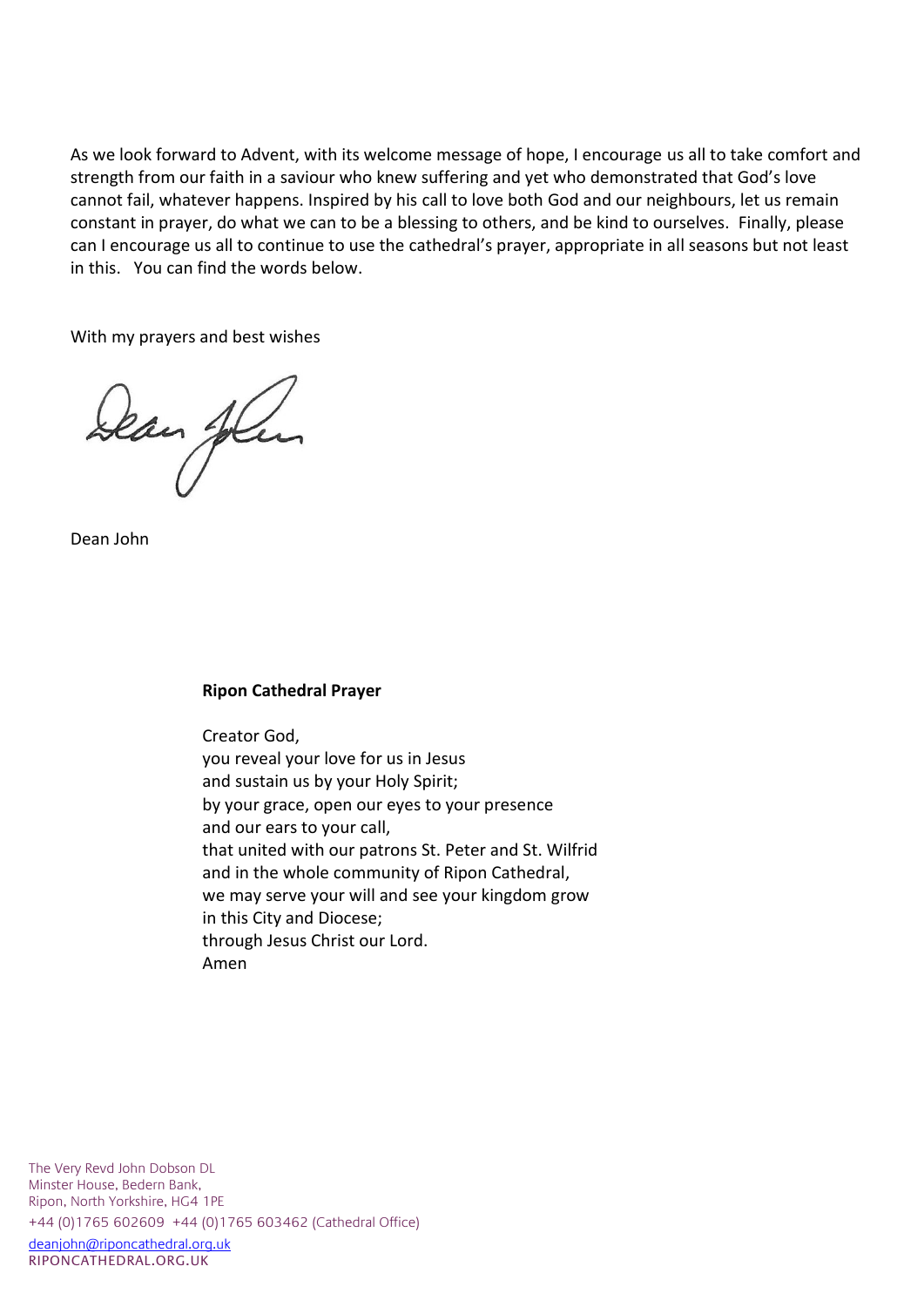As we look forward to Advent, with its welcome message of hope, I encourage us all to take comfort and strength from our faith in a saviour who knew suffering and yet who demonstrated that God's love cannot fail, whatever happens. Inspired by his call to love both God and our neighbours, let us remain constant in prayer, do what we can to be a blessing to others, and be kind to ourselves. Finally, please can I encourage us all to continue to use the cathedral's prayer, appropriate in all seasons but not least in this. You can find the words below.

With my prayers and best wishes

Dean John

Dean John

**Ripon Cathedral Prayer**

Creator God,
you reveal your love for us in Jesus
and sustain us by your Holy Spirit;
by your grace, open our eyes to your presence
and our ears to your call,
that united with our patrons St. Peter and St. Wilfrid
and in the whole community of Ripon Cathedral,
we may serve your will and see your kingdom grow
in this City and Diocese;
through Jesus Christ our Lord.
Amen

The Very Revd John Dobson DL
Minster House, Bedern Bank,
Ripon, North Yorkshire, HG4 1PE
+44 (0)1765 602609 +44 (0)1765 603462 (Cathedral Office)
deanjohn@riponcathedral.org.uk
RIPONCATHEDRAL.ORG.UK